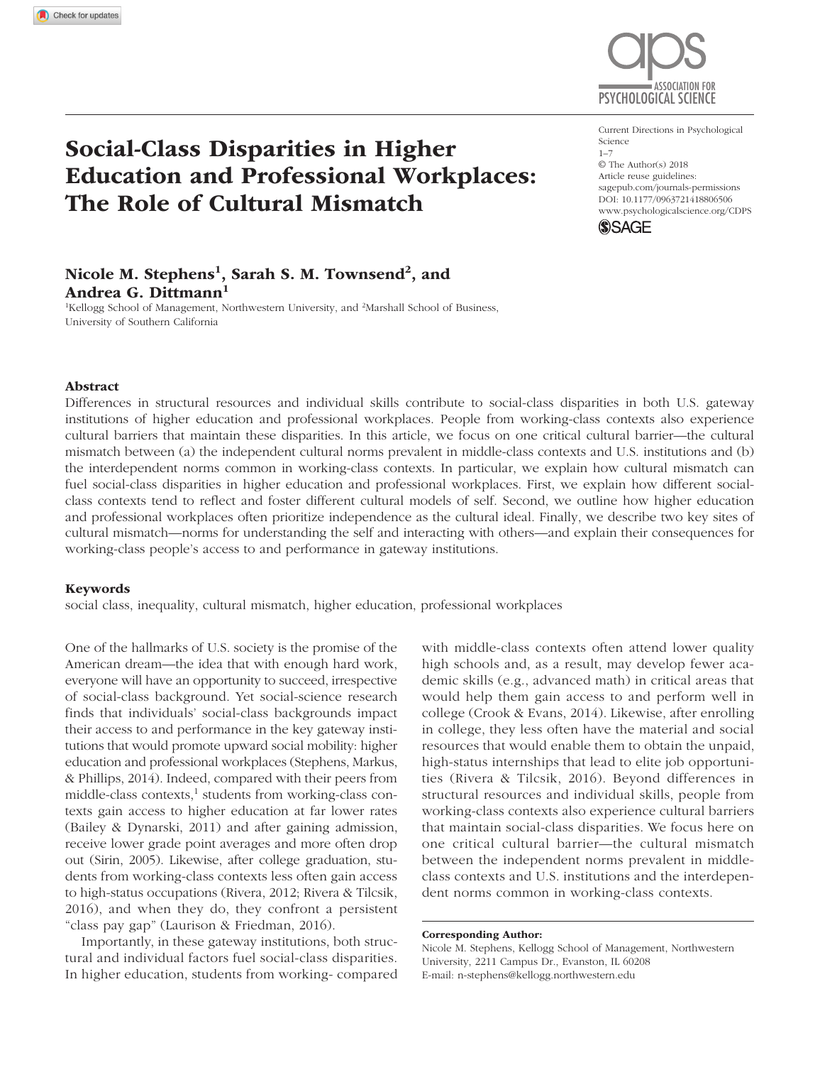# Social-Class Disparities in Higher Education and Professional Workplaces: The Role of Cultural Mismatch

Current Directions in Psychological Science
1–7
© The Author(s) 2018
Article reuse guidelines:
sagepub.com/journals-permissions
DOI: 10.1177/0963721418806506
www.psychologicalscience.org/CDPS

**Nicole M. Stephens[1], Sarah S. M. Townsend[2], and Andrea G. Dittmann[1]**

[1]Kellogg School of Management, Northwestern University, and [2]Marshall School of Business, University of Southern California

## Abstract

Differences in structural resources and individual skills contribute to social-class disparities in both U.S. gateway institutions of higher education and professional workplaces. People from working-class contexts also experience cultural barriers that maintain these disparities. In this article, we focus on one critical cultural barrier—the cultural mismatch between (a) the independent cultural norms prevalent in middle-class contexts and U.S. institutions and (b) the interdependent norms common in working-class contexts. In particular, we explain how cultural mismatch can fuel social-class disparities in higher education and professional workplaces. First, we explain how different social-class contexts tend to reflect and foster different cultural models of self. Second, we outline how higher education and professional workplaces often prioritize independence as the cultural ideal. Finally, we describe two key sites of cultural mismatch—norms for understanding the self and interacting with others—and explain their consequences for working-class people's access to and performance in gateway institutions.

## Keywords

social class, inequality, cultural mismatch, higher education, professional workplaces

One of the hallmarks of U.S. society is the promise of the American dream—the idea that with enough hard work, everyone will have an opportunity to succeed, irrespective of social-class background. Yet social-science research finds that individuals' social-class backgrounds impact their access to and performance in the key gateway institutions that would promote upward social mobility: higher education and professional workplaces (Stephens, Markus, & Phillips, 2014). Indeed, compared with their peers from middle-class contexts,[1] students from working-class contexts gain access to higher education at far lower rates (Bailey & Dynarski, 2011) and after gaining admission, receive lower grade point averages and more often drop out (Sirin, 2005). Likewise, after college graduation, students from working-class contexts less often gain access to high-status occupations (Rivera, 2012; Rivera & Tilcsik, 2016), and when they do, they confront a persistent "class pay gap" (Laurison & Friedman, 2016).

Importantly, in these gateway institutions, both structural and individual factors fuel social-class disparities. In higher education, students from working- compared with middle-class contexts often attend lower quality high schools and, as a result, may develop fewer academic skills (e.g., advanced math) in critical areas that would help them gain access to and perform well in college (Crook & Evans, 2014). Likewise, after enrolling in college, they less often have the material and social resources that would enable them to obtain the unpaid, high-status internships that lead to elite job opportunities (Rivera & Tilcsik, 2016). Beyond differences in structural resources and individual skills, people from working-class contexts also experience cultural barriers that maintain social-class disparities. We focus here on one critical cultural barrier—the cultural mismatch between the independent norms prevalent in middle-class contexts and U.S. institutions and the interdependent norms common in working-class contexts.

**Corresponding Author:**
Nicole M. Stephens, Kellogg School of Management, Northwestern University, 2211 Campus Dr., Evanston, IL 60208
E-mail: n-stephens@kellogg.northwestern.edu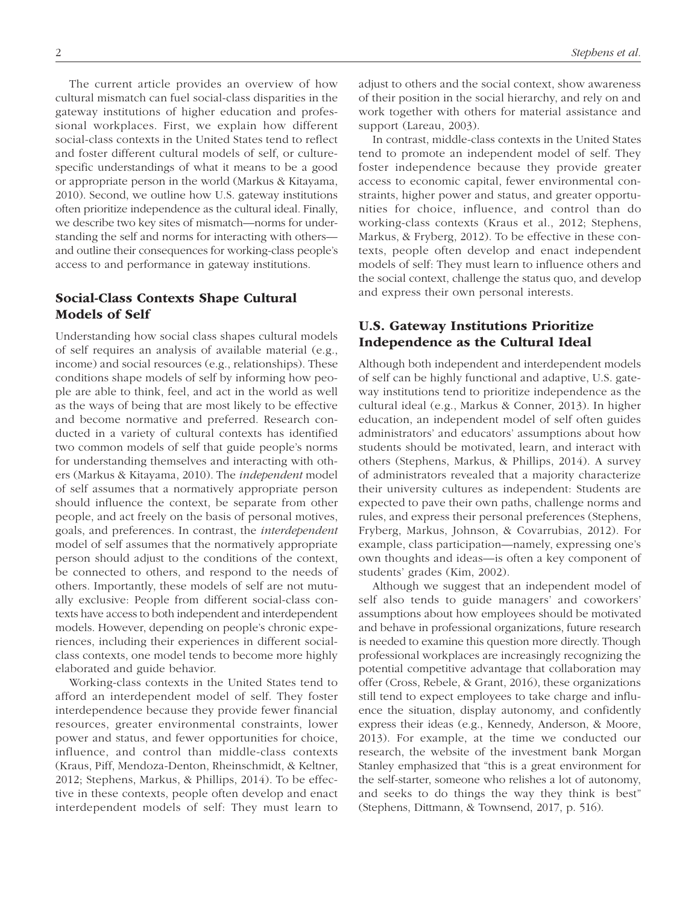The current article provides an overview of how cultural mismatch can fuel social-class disparities in the gateway institutions of higher education and professional workplaces. First, we explain how different social-class contexts in the United States tend to reflect and foster different cultural models of self, or culture-specific understandings of what it means to be a good or appropriate person in the world (Markus & Kitayama, 2010). Second, we outline how U.S. gateway institutions often prioritize independence as the cultural ideal. Finally, we describe two key sites of mismatch—norms for understanding the self and norms for interacting with others—and outline their consequences for working-class people's access to and performance in gateway institutions.

## Social-Class Contexts Shape Cultural Models of Self

Understanding how social class shapes cultural models of self requires an analysis of available material (e.g., income) and social resources (e.g., relationships). These conditions shape models of self by informing how people are able to think, feel, and act in the world as well as the ways of being that are most likely to be effective and become normative and preferred. Research conducted in a variety of cultural contexts has identified two common models of self that guide people's norms for understanding themselves and interacting with others (Markus & Kitayama, 2010). The *independent* model of self assumes that a normatively appropriate person should influence the context, be separate from other people, and act freely on the basis of personal motives, goals, and preferences. In contrast, the *interdependent* model of self assumes that the normatively appropriate person should adjust to the conditions of the context, be connected to others, and respond to the needs of others. Importantly, these models of self are not mutually exclusive: People from different social-class contexts have access to both independent and interdependent models. However, depending on people's chronic experiences, including their experiences in different social-class contexts, one model tends to become more highly elaborated and guide behavior.

Working-class contexts in the United States tend to afford an interdependent model of self. They foster interdependence because they provide fewer financial resources, greater environmental constraints, lower power and status, and fewer opportunities for choice, influence, and control than middle-class contexts (Kraus, Piff, Mendoza-Denton, Rheinschmidt, & Keltner, 2012; Stephens, Markus, & Phillips, 2014). To be effective in these contexts, people often develop and enact interdependent models of self: They must learn to adjust to others and the social context, show awareness of their position in the social hierarchy, and rely on and work together with others for material assistance and support (Lareau, 2003).

In contrast, middle-class contexts in the United States tend to promote an independent model of self. They foster independence because they provide greater access to economic capital, fewer environmental constraints, higher power and status, and greater opportunities for choice, influence, and control than do working-class contexts (Kraus et al., 2012; Stephens, Markus, & Fryberg, 2012). To be effective in these contexts, people often develop and enact independent models of self: They must learn to influence others and the social context, challenge the status quo, and develop and express their own personal interests.

## U.S. Gateway Institutions Prioritize Independence as the Cultural Ideal

Although both independent and interdependent models of self can be highly functional and adaptive, U.S. gateway institutions tend to prioritize independence as the cultural ideal (e.g., Markus & Conner, 2013). In higher education, an independent model of self often guides administrators' and educators' assumptions about how students should be motivated, learn, and interact with others (Stephens, Markus, & Phillips, 2014). A survey of administrators revealed that a majority characterize their university cultures as independent: Students are expected to pave their own paths, challenge norms and rules, and express their personal preferences (Stephens, Fryberg, Markus, Johnson, & Covarrubias, 2012). For example, class participation—namely, expressing one's own thoughts and ideas—is often a key component of students' grades (Kim, 2002).

Although we suggest that an independent model of self also tends to guide managers' and coworkers' assumptions about how employees should be motivated and behave in professional organizations, future research is needed to examine this question more directly. Though professional workplaces are increasingly recognizing the potential competitive advantage that collaboration may offer (Cross, Rebele, & Grant, 2016), these organizations still tend to expect employees to take charge and influence the situation, display autonomy, and confidently express their ideas (e.g., Kennedy, Anderson, & Moore, 2013). For example, at the time we conducted our research, the website of the investment bank Morgan Stanley emphasized that "this is a great environment for the self-starter, someone who relishes a lot of autonomy, and seeks to do things the way they think is best" (Stephens, Dittmann, & Townsend, 2017, p. 516).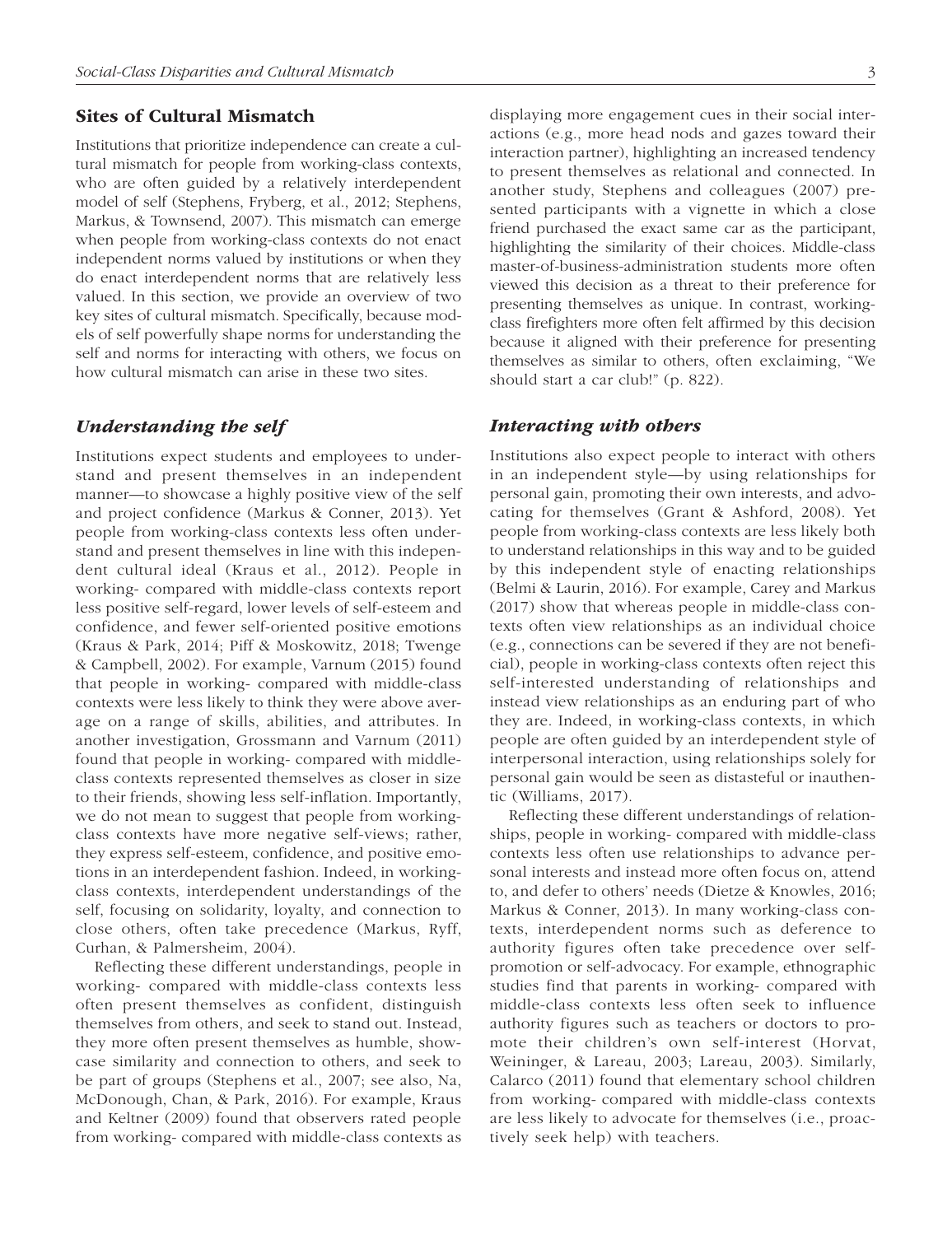## Sites of Cultural Mismatch

Institutions that prioritize independence can create a cultural mismatch for people from working-class contexts, who are often guided by a relatively interdependent model of self (Stephens, Fryberg, et al., 2012; Stephens, Markus, & Townsend, 2007). This mismatch can emerge when people from working-class contexts do not enact independent norms valued by institutions or when they do enact interdependent norms that are relatively less valued. In this section, we provide an overview of two key sites of cultural mismatch. Specifically, because models of self powerfully shape norms for understanding the self and norms for interacting with others, we focus on how cultural mismatch can arise in these two sites.

### *Understanding the self*

Institutions expect students and employees to understand and present themselves in an independent manner—to showcase a highly positive view of the self and project confidence (Markus & Conner, 2013). Yet people from working-class contexts less often understand and present themselves in line with this independent cultural ideal (Kraus et al., 2012). People in working- compared with middle-class contexts report less positive self-regard, lower levels of self-esteem and confidence, and fewer self-oriented positive emotions (Kraus & Park, 2014; Piff & Moskowitz, 2018; Twenge & Campbell, 2002). For example, Varnum (2015) found that people in working- compared with middle-class contexts were less likely to think they were above average on a range of skills, abilities, and attributes. In another investigation, Grossmann and Varnum (2011) found that people in working- compared with middle-class contexts represented themselves as closer in size to their friends, showing less self-inflation. Importantly, we do not mean to suggest that people from working-class contexts have more negative self-views; rather, they express self-esteem, confidence, and positive emotions in an interdependent fashion. Indeed, in working-class contexts, interdependent understandings of the self, focusing on solidarity, loyalty, and connection to close others, often take precedence (Markus, Ryff, Curhan, & Palmersheim, 2004).

Reflecting these different understandings, people in working- compared with middle-class contexts less often present themselves as confident, distinguish themselves from others, and seek to stand out. Instead, they more often present themselves as humble, showcase similarity and connection to others, and seek to be part of groups (Stephens et al., 2007; see also, Na, McDonough, Chan, & Park, 2016). For example, Kraus and Keltner (2009) found that observers rated people from working- compared with middle-class contexts as displaying more engagement cues in their social interactions (e.g., more head nods and gazes toward their interaction partner), highlighting an increased tendency to present themselves as relational and connected. In another study, Stephens and colleagues (2007) presented participants with a vignette in which a close friend purchased the exact same car as the participant, highlighting the similarity of their choices. Middle-class master-of-business-administration students more often viewed this decision as a threat to their preference for presenting themselves as unique. In contrast, working-class firefighters more often felt affirmed by this decision because it aligned with their preference for presenting themselves as similar to others, often exclaiming, "We should start a car club!" (p. 822).

### *Interacting with others*

Institutions also expect people to interact with others in an independent style—by using relationships for personal gain, promoting their own interests, and advocating for themselves (Grant & Ashford, 2008). Yet people from working-class contexts are less likely both to understand relationships in this way and to be guided by this independent style of enacting relationships (Belmi & Laurin, 2016). For example, Carey and Markus (2017) show that whereas people in middle-class contexts often view relationships as an individual choice (e.g., connections can be severed if they are not beneficial), people in working-class contexts often reject this self-interested understanding of relationships and instead view relationships as an enduring part of who they are. Indeed, in working-class contexts, in which people are often guided by an interdependent style of interpersonal interaction, using relationships solely for personal gain would be seen as distasteful or inauthentic (Williams, 2017).

Reflecting these different understandings of relationships, people in working- compared with middle-class contexts less often use relationships to advance personal interests and instead more often focus on, attend to, and defer to others' needs (Dietze & Knowles, 2016; Markus & Conner, 2013). In many working-class contexts, interdependent norms such as deference to authority figures often take precedence over self-promotion or self-advocacy. For example, ethnographic studies find that parents in working- compared with middle-class contexts less often seek to influence authority figures such as teachers or doctors to promote their children's own self-interest (Horvat, Weininger, & Lareau, 2003; Lareau, 2003). Similarly, Calarco (2011) found that elementary school children from working- compared with middle-class contexts are less likely to advocate for themselves (i.e., proactively seek help) with teachers.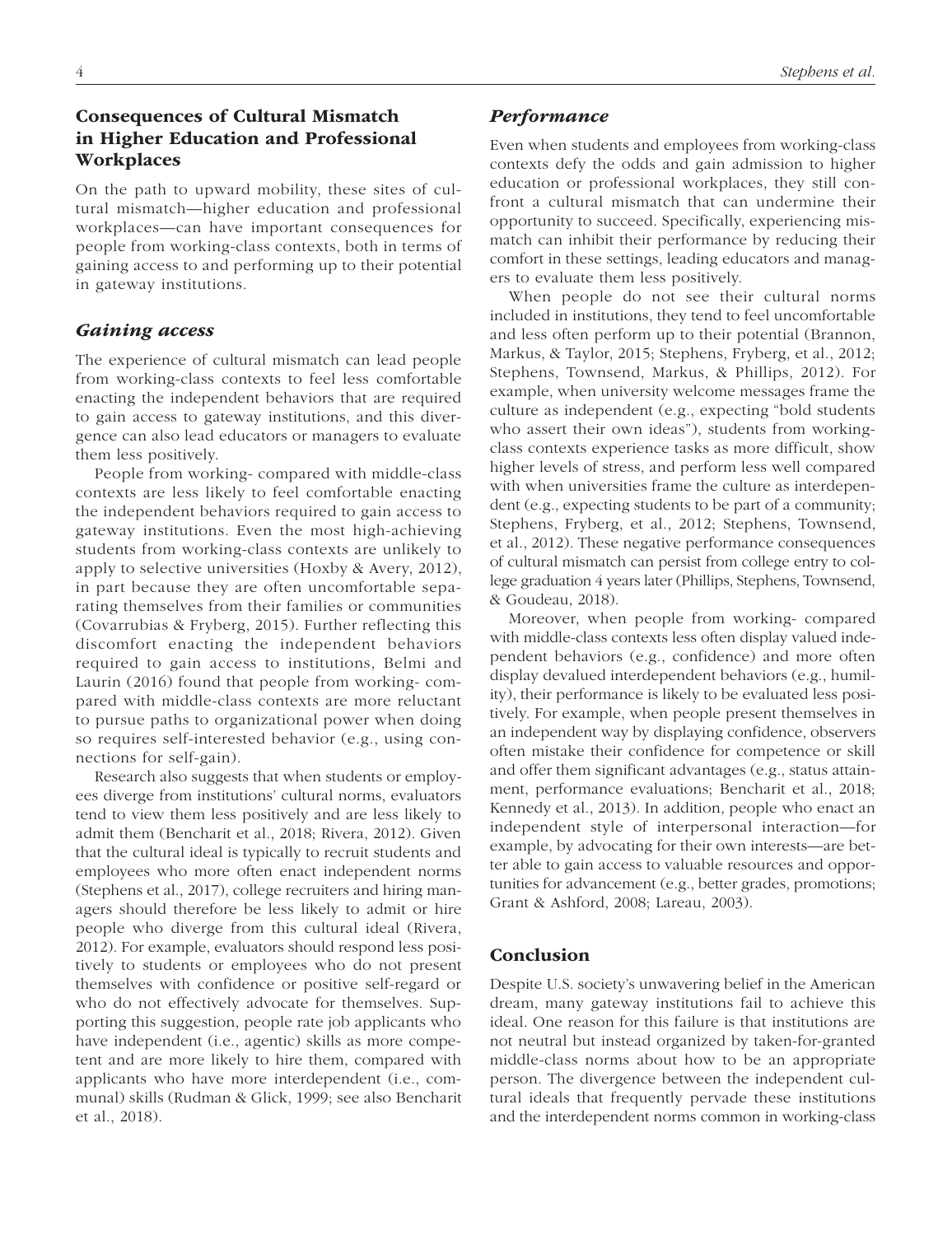## Consequences of Cultural Mismatch in Higher Education and Professional Workplaces

On the path to upward mobility, these sites of cultural mismatch—higher education and professional workplaces—can have important consequences for people from working-class contexts, both in terms of gaining access to and performing up to their potential in gateway institutions.

### *Gaining access*

The experience of cultural mismatch can lead people from working-class contexts to feel less comfortable enacting the independent behaviors that are required to gain access to gateway institutions, and this divergence can also lead educators or managers to evaluate them less positively.

People from working- compared with middle-class contexts are less likely to feel comfortable enacting the independent behaviors required to gain access to gateway institutions. Even the most high-achieving students from working-class contexts are unlikely to apply to selective universities (Hoxby & Avery, 2012), in part because they are often uncomfortable separating themselves from their families or communities (Covarrubias & Fryberg, 2015). Further reflecting this discomfort enacting the independent behaviors required to gain access to institutions, Belmi and Laurin (2016) found that people from working- compared with middle-class contexts are more reluctant to pursue paths to organizational power when doing so requires self-interested behavior (e.g., using connections for self-gain).

Research also suggests that when students or employees diverge from institutions' cultural norms, evaluators tend to view them less positively and are less likely to admit them (Bencharit et al., 2018; Rivera, 2012). Given that the cultural ideal is typically to recruit students and employees who more often enact independent norms (Stephens et al., 2017), college recruiters and hiring managers should therefore be less likely to admit or hire people who diverge from this cultural ideal (Rivera, 2012). For example, evaluators should respond less positively to students or employees who do not present themselves with confidence or positive self-regard or who do not effectively advocate for themselves. Supporting this suggestion, people rate job applicants who have independent (i.e., agentic) skills as more competent and are more likely to hire them, compared with applicants who have more interdependent (i.e., communal) skills (Rudman & Glick, 1999; see also Bencharit et al., 2018).

### *Performance*

Even when students and employees from working-class contexts defy the odds and gain admission to higher education or professional workplaces, they still confront a cultural mismatch that can undermine their opportunity to succeed. Specifically, experiencing mismatch can inhibit their performance by reducing their comfort in these settings, leading educators and managers to evaluate them less positively.

When people do not see their cultural norms included in institutions, they tend to feel uncomfortable and less often perform up to their potential (Brannon, Markus, & Taylor, 2015; Stephens, Fryberg, et al., 2012; Stephens, Townsend, Markus, & Phillips, 2012). For example, when university welcome messages frame the culture as independent (e.g., expecting "bold students who assert their own ideas"), students from working-class contexts experience tasks as more difficult, show higher levels of stress, and perform less well compared with when universities frame the culture as interdependent (e.g., expecting students to be part of a community; Stephens, Fryberg, et al., 2012; Stephens, Townsend, et al., 2012). These negative performance consequences of cultural mismatch can persist from college entry to college graduation 4 years later (Phillips, Stephens, Townsend, & Goudeau, 2018).

Moreover, when people from working- compared with middle-class contexts less often display valued independent behaviors (e.g., confidence) and more often display devalued interdependent behaviors (e.g., humility), their performance is likely to be evaluated less positively. For example, when people present themselves in an independent way by displaying confidence, observers often mistake their confidence for competence or skill and offer them significant advantages (e.g., status attainment, performance evaluations; Bencharit et al., 2018; Kennedy et al., 2013). In addition, people who enact an independent style of interpersonal interaction—for example, by advocating for their own interests—are better able to gain access to valuable resources and opportunities for advancement (e.g., better grades, promotions; Grant & Ashford, 2008; Lareau, 2003).

## Conclusion

Despite U.S. society's unwavering belief in the American dream, many gateway institutions fail to achieve this ideal. One reason for this failure is that institutions are not neutral but instead organized by taken-for-granted middle-class norms about how to be an appropriate person. The divergence between the independent cultural ideals that frequently pervade these institutions and the interdependent norms common in working-class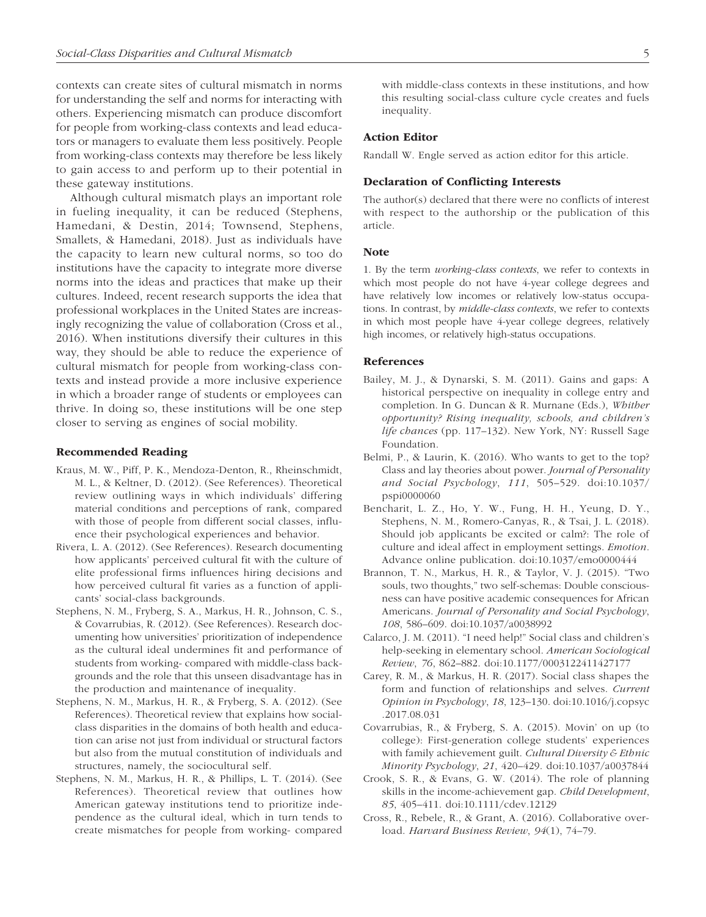contexts can create sites of cultural mismatch in norms for understanding the self and norms for interacting with others. Experiencing mismatch can produce discomfort for people from working-class contexts and lead educators or managers to evaluate them less positively. People from working-class contexts may therefore be less likely to gain access to and perform up to their potential in these gateway institutions.

Although cultural mismatch plays an important role in fueling inequality, it can be reduced (Stephens, Hamedani, & Destin, 2014; Townsend, Stephens, Smallets, & Hamedani, 2018). Just as individuals have the capacity to learn new cultural norms, so too do institutions have the capacity to integrate more diverse norms into the ideas and practices that make up their cultures. Indeed, recent research supports the idea that professional workplaces in the United States are increasingly recognizing the value of collaboration (Cross et al., 2016). When institutions diversify their cultures in this way, they should be able to reduce the experience of cultural mismatch for people from working-class contexts and instead provide a more inclusive experience in which a broader range of students or employees can thrive. In doing so, these institutions will be one step closer to serving as engines of social mobility.

## Recommended Reading

Kraus, M. W., Piff, P. K., Mendoza-Denton, R., Rheinschmidt, M. L., & Keltner, D. (2012). (See References). Theoretical review outlining ways in which individuals' differing material conditions and perceptions of rank, compared with those of people from different social classes, influence their psychological experiences and behavior.

Rivera, L. A. (2012). (See References). Research documenting how applicants' perceived cultural fit with the culture of elite professional firms influences hiring decisions and how perceived cultural fit varies as a function of applicants' social-class backgrounds.

Stephens, N. M., Fryberg, S. A., Markus, H. R., Johnson, C. S., & Covarrubias, R. (2012). (See References). Research documenting how universities' prioritization of independence as the cultural ideal undermines fit and performance of students from working- compared with middle-class backgrounds and the role that this unseen disadvantage has in the production and maintenance of inequality.

Stephens, N. M., Markus, H. R., & Fryberg, S. A. (2012). (See References). Theoretical review that explains how social-class disparities in the domains of both health and education can arise not just from individual or structural factors but also from the mutual constitution of individuals and structures, namely, the sociocultural self.

Stephens, N. M., Markus, H. R., & Phillips, L. T. (2014). (See References). Theoretical review that outlines how American gateway institutions tend to prioritize independence as the cultural ideal, which in turn tends to create mismatches for people from working- compared with middle-class contexts in these institutions, and how this resulting social-class culture cycle creates and fuels inequality.

## Action Editor

Randall W. Engle served as action editor for this article.

## Declaration of Conflicting Interests

The author(s) declared that there were no conflicts of interest with respect to the authorship or the publication of this article.

## Note

1. By the term *working-class contexts*, we refer to contexts in which most people do not have 4-year college degrees and have relatively low incomes or relatively low-status occupations. In contrast, by *middle-class contexts*, we refer to contexts in which most people have 4-year college degrees, relatively high incomes, or relatively high-status occupations.

## References

Bailey, M. J., & Dynarski, S. M. (2011). Gains and gaps: A historical perspective on inequality in college entry and completion. In G. Duncan & R. Murnane (Eds.), *Whither opportunity? Rising inequality, schools, and children's life chances* (pp. 117–132). New York, NY: Russell Sage Foundation.

Belmi, P., & Laurin, K. (2016). Who wants to get to the top? Class and lay theories about power. *Journal of Personality and Social Psychology*, *111*, 505–529. doi:10.1037/pspi0000060

Bencharit, L. Z., Ho, Y. W., Fung, H. H., Yeung, D. Y., Stephens, N. M., Romero-Canyas, R., & Tsai, J. L. (2018). Should job applicants be excited or calm?: The role of culture and ideal affect in employment settings. *Emotion*. Advance online publication. doi:10.1037/emo0000444

Brannon, T. N., Markus, H. R., & Taylor, V. J. (2015). "Two souls, two thoughts," two self-schemas: Double consciousness can have positive academic consequences for African Americans. *Journal of Personality and Social Psychology*, *108*, 586–609. doi:10.1037/a0038992

Calarco, J. M. (2011). "I need help!" Social class and children's help-seeking in elementary school. *American Sociological Review*, *76*, 862–882. doi:10.1177/0003122411427177

Carey, R. M., & Markus, H. R. (2017). Social class shapes the form and function of relationships and selves. *Current Opinion in Psychology*, *18*, 123–130. doi:10.1016/j.copsyc.2017.08.031

Covarrubias, R., & Fryberg, S. A. (2015). Movin' on up (to college): First-generation college students' experiences with family achievement guilt. *Cultural Diversity & Ethnic Minority Psychology*, *21*, 420–429. doi:10.1037/a0037844

Crook, S. R., & Evans, G. W. (2014). The role of planning skills in the income-achievement gap. *Child Development*, *85*, 405–411. doi:10.1111/cdev.12129

Cross, R., Rebele, R., & Grant, A. (2016). Collaborative overload. *Harvard Business Review*, *94*(1), 74–79.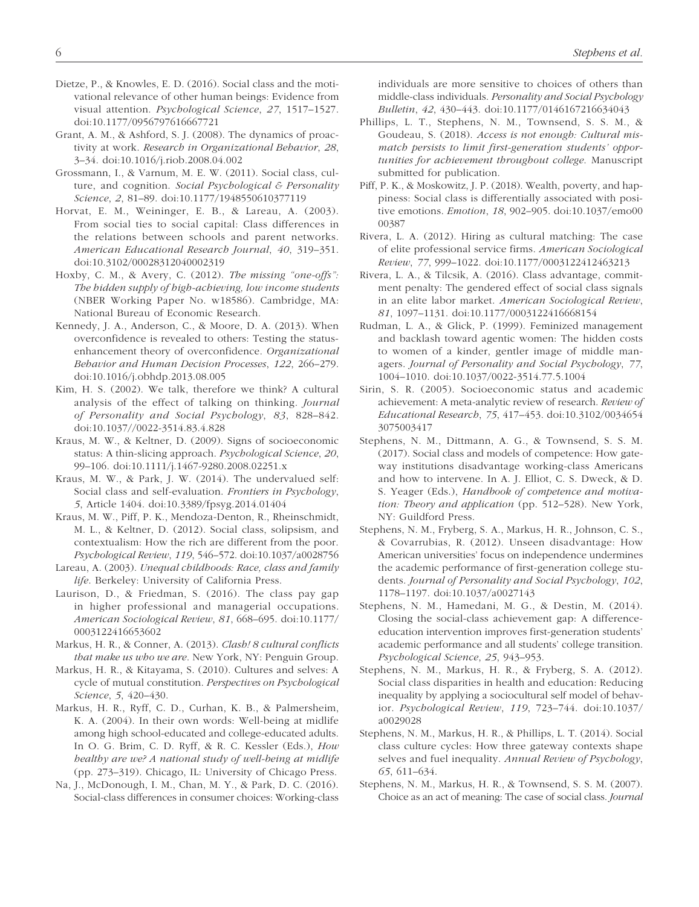Dietze, P., & Knowles, E. D. (2016). Social class and the motivational relevance of other human beings: Evidence from visual attention. *Psychological Science*, *27*, 1517–1527. doi:10.1177/0956797616667721

Grant, A. M., & Ashford, S. J. (2008). The dynamics of proactivity at work. *Research in Organizational Behavior*, *28*, 3–34. doi:10.1016/j.riob.2008.04.002

Grossmann, I., & Varnum, M. E. W. (2011). Social class, culture, and cognition. *Social Psychological & Personality Science*, *2*, 81–89. doi:10.1177/1948550610377119

Horvat, E. M., Weininger, E. B., & Lareau, A. (2003). From social ties to social capital: Class differences in the relations between schools and parent networks. *American Educational Research Journal*, *40*, 319–351. doi:10.3102/00028312040002319

Hoxby, C. M., & Avery, C. (2012). *The missing "one-offs": The hidden supply of high-achieving, low income students* (NBER Working Paper No. w18586). Cambridge, MA: National Bureau of Economic Research.

Kennedy, J. A., Anderson, C., & Moore, D. A. (2013). When overconfidence is revealed to others: Testing the status-enhancement theory of overconfidence. *Organizational Behavior and Human Decision Processes*, *122*, 266–279. doi:10.1016/j.obhdp.2013.08.005

Kim, H. S. (2002). We talk, therefore we think? A cultural analysis of the effect of talking on thinking. *Journal of Personality and Social Psychology*, *83*, 828–842. doi:10.1037//0022-3514.83.4.828

Kraus, M. W., & Keltner, D. (2009). Signs of socioeconomic status: A thin-slicing approach. *Psychological Science*, *20*, 99–106. doi:10.1111/j.1467-9280.2008.02251.x

Kraus, M. W., & Park, J. W. (2014). The undervalued self: Social class and self-evaluation. *Frontiers in Psychology*, *5*, Article 1404. doi:10.3389/fpsyg.2014.01404

Kraus, M. W., Piff, P. K., Mendoza-Denton, R., Rheinschmidt, M. L., & Keltner, D. (2012). Social class, solipsism, and contextualism: How the rich are different from the poor. *Psychological Review*, *119*, 546–572. doi:10.1037/a0028756

Lareau, A. (2003). *Unequal childhoods: Race, class and family life*. Berkeley: University of California Press.

Laurison, D., & Friedman, S. (2016). The class pay gap in higher professional and managerial occupations. *American Sociological Review*, *81*, 668–695. doi:10.1177/0003122416653602

Markus, H. R., & Conner, A. (2013). *Clash! 8 cultural conflicts that make us who we are*. New York, NY: Penguin Group.

Markus, H. R., & Kitayama, S. (2010). Cultures and selves: A cycle of mutual constitution. *Perspectives on Psychological Science*, *5*, 420–430.

Markus, H. R., Ryff, C. D., Curhan, K. B., & Palmersheim, K. A. (2004). In their own words: Well-being at midlife among high school-educated and college-educated adults. In O. G. Brim, C. D. Ryff, & R. C. Kessler (Eds.), *How healthy are we? A national study of well-being at midlife* (pp. 273–319). Chicago, IL: University of Chicago Press.

Na, J., McDonough, I. M., Chan, M. Y., & Park, D. C. (2016). Social-class differences in consumer choices: Working-class individuals are more sensitive to choices of others than middle-class individuals. *Personality and Social Psychology Bulletin*, *42*, 430–443. doi:10.1177/0146167216634043

Phillips, L. T., Stephens, N. M., Townsend, S. S. M., & Goudeau, S. (2018). *Access is not enough: Cultural mismatch persists to limit first-generation students' opportunities for achievement throughout college*. Manuscript submitted for publication.

Piff, P. K., & Moskowitz, J. P. (2018). Wealth, poverty, and happiness: Social class is differentially associated with positive emotions. *Emotion*, *18*, 902–905. doi:10.1037/emo0000387

Rivera, L. A. (2012). Hiring as cultural matching: The case of elite professional service firms. *American Sociological Review*, *77*, 999–1022. doi:10.1177/0003122412463213

Rivera, L. A., & Tilcsik, A. (2016). Class advantage, commitment penalty: The gendered effect of social class signals in an elite labor market. *American Sociological Review*, *81*, 1097–1131. doi:10.1177/0003122416668154

Rudman, L. A., & Glick, P. (1999). Feminized management and backlash toward agentic women: The hidden costs to women of a kinder, gentler image of middle managers. *Journal of Personality and Social Psychology*, *77*, 1004–1010. doi:10.1037/0022-3514.77.5.1004

Sirin, S. R. (2005). Socioeconomic status and academic achievement: A meta-analytic review of research. *Review of Educational Research*, *75*, 417–453. doi:10.3102/00346543075003417

Stephens, N. M., Dittmann, A. G., & Townsend, S. S. M. (2017). Social class and models of competence: How gateway institutions disadvantage working-class Americans and how to intervene. In A. J. Elliot, C. S. Dweck, & D. S. Yeager (Eds.), *Handbook of competence and motivation: Theory and application* (pp. 512–528). New York, NY: Guildford Press.

Stephens, N. M., Fryberg, S. A., Markus, H. R., Johnson, C. S., & Covarrubias, R. (2012). Unseen disadvantage: How American universities' focus on independence undermines the academic performance of first-generation college students. *Journal of Personality and Social Psychology*, *102*, 1178–1197. doi:10.1037/a0027143

Stephens, N. M., Hamedani, M. G., & Destin, M. (2014). Closing the social-class achievement gap: A difference-education intervention improves first-generation students' academic performance and all students' college transition. *Psychological Science*, *25*, 943–953.

Stephens, N. M., Markus, H. R., & Fryberg, S. A. (2012). Social class disparities in health and education: Reducing inequality by applying a sociocultural self model of behavior. *Psychological Review*, *119*, 723–744. doi:10.1037/a0029028

Stephens, N. M., Markus, H. R., & Phillips, L. T. (2014). Social class culture cycles: How three gateway contexts shape selves and fuel inequality. *Annual Review of Psychology*, *65*, 611–634.

Stephens, N. M., Markus, H. R., & Townsend, S. S. M. (2007). Choice as an act of meaning: The case of social class. *Journal*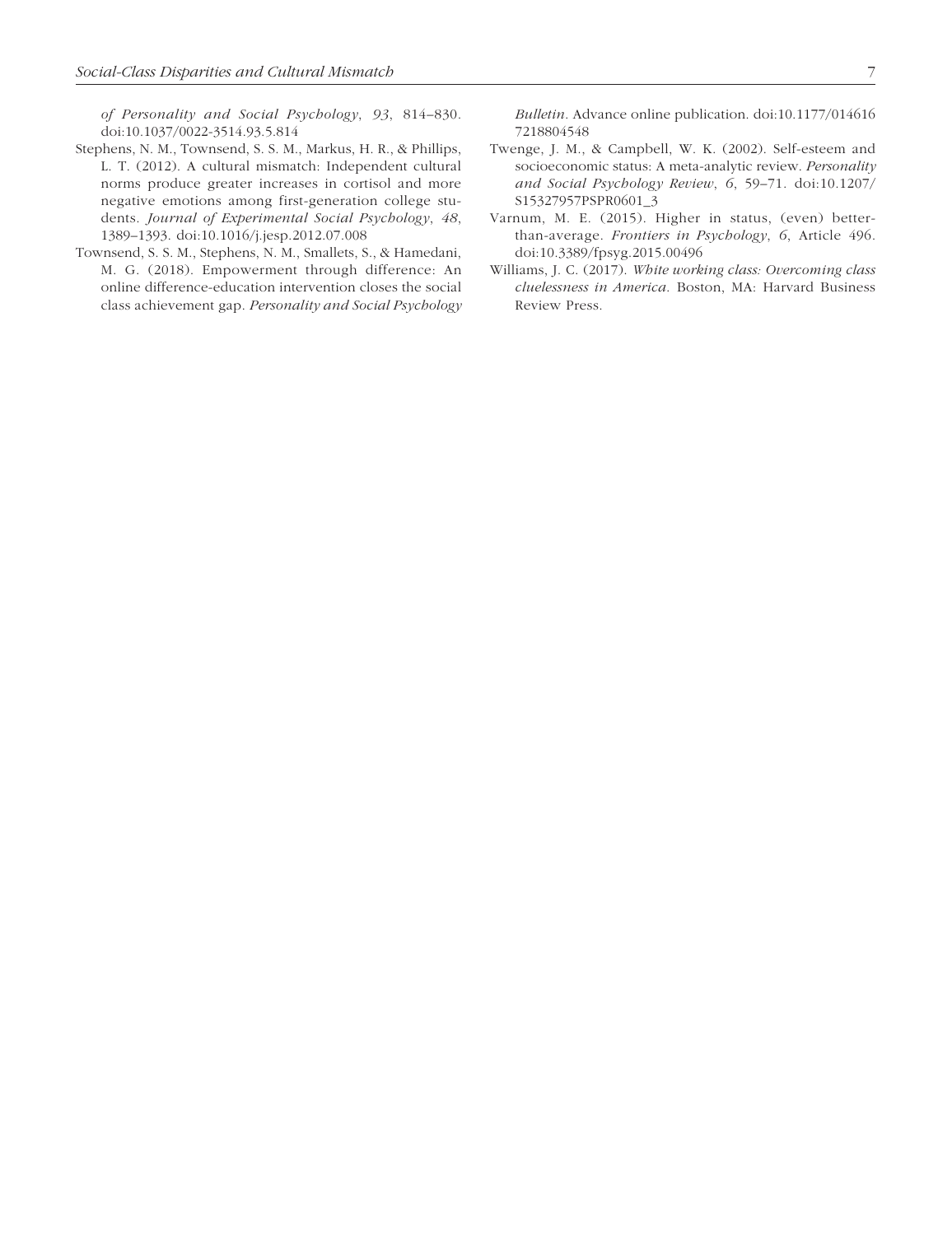*of Personality and Social Psychology*, *93*, 814–830. doi:10.1037/0022-3514.93.5.814

Stephens, N. M., Townsend, S. S. M., Markus, H. R., & Phillips, L. T. (2012). A cultural mismatch: Independent cultural norms produce greater increases in cortisol and more negative emotions among first-generation college students. *Journal of Experimental Social Psychology*, *48*, 1389–1393. doi:10.1016/j.jesp.2012.07.008

Townsend, S. S. M., Stephens, N. M., Smallets, S., & Hamedani, M. G. (2018). Empowerment through difference: An online difference-education intervention closes the social class achievement gap. *Personality and Social Psychology Bulletin*. Advance online publication. doi:10.1177/0146167218804548

Twenge, J. M., & Campbell, W. K. (2002). Self-esteem and socioeconomic status: A meta-analytic review. *Personality and Social Psychology Review*, *6*, 59–71. doi:10.1207/S15327957PSPR0601_3

Varnum, M. E. (2015). Higher in status, (even) better-than-average. *Frontiers in Psychology*, *6*, Article 496. doi:10.3389/fpsyg.2015.00496

Williams, J. C. (2017). *White working class: Overcoming class cluelessness in America*. Boston, MA: Harvard Business Review Press.